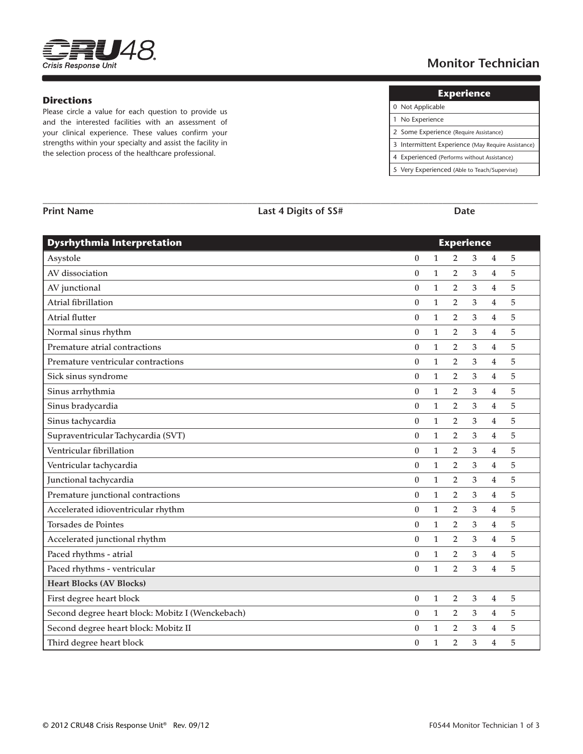CRU48 Crisis Response Unit

# Monitor Technician

### Directions

Please circle a value for each question to provide us and the interested facilities with an assessment of your clinical experience. These values confirm your strengths within your specialty and assist the facility in the selection process of the healthcare professional.

| Experience |
|---|
| 0 Not Applicable |
| 1 No Experience |
| 2 Some Experience (Require Assistance) |
| 3 Intermittent Experience (May Require Assistance) |
| 4 Experienced (Performs without Assistance) |
| 5 Very Experienced (Able to Teach/Supervise) |

**Print Name** ______________________ **Last 4 Digits of SS#** ______________________ **Date** ______________________

| Dysrhythmia Interpretation | Experience | | | | | |
|---|---|---|---|---|---|---|
| Asystole | 0 | 1 | 2 | 3 | 4 | 5 |
| AV dissociation | 0 | 1 | 2 | 3 | 4 | 5 |
| AV junctional | 0 | 1 | 2 | 3 | 4 | 5 |
| Atrial fibrillation | 0 | 1 | 2 | 3 | 4 | 5 |
| Atrial flutter | 0 | 1 | 2 | 3 | 4 | 5 |
| Normal sinus rhythm | 0 | 1 | 2 | 3 | 4 | 5 |
| Premature atrial contractions | 0 | 1 | 2 | 3 | 4 | 5 |
| Premature ventricular contractions | 0 | 1 | 2 | 3 | 4 | 5 |
| Sick sinus syndrome | 0 | 1 | 2 | 3 | 4 | 5 |
| Sinus arrhythmia | 0 | 1 | 2 | 3 | 4 | 5 |
| Sinus bradycardia | 0 | 1 | 2 | 3 | 4 | 5 |
| Sinus tachycardia | 0 | 1 | 2 | 3 | 4 | 5 |
| Supraventricular Tachycardia (SVT) | 0 | 1 | 2 | 3 | 4 | 5 |
| Ventricular fibrillation | 0 | 1 | 2 | 3 | 4 | 5 |
| Ventricular tachycardia | 0 | 1 | 2 | 3 | 4 | 5 |
| Junctional tachycardia | 0 | 1 | 2 | 3 | 4 | 5 |
| Premature junctional contractions | 0 | 1 | 2 | 3 | 4 | 5 |
| Accelerated idioventricular rhythm | 0 | 1 | 2 | 3 | 4 | 5 |
| Torsades de Pointes | 0 | 1 | 2 | 3 | 4 | 5 |
| Accelerated junctional rhythm | 0 | 1 | 2 | 3 | 4 | 5 |
| Paced rhythms - atrial | 0 | 1 | 2 | 3 | 4 | 5 |
| Paced rhythms - ventricular | 0 | 1 | 2 | 3 | 4 | 5 |
| **Heart Blocks (AV Blocks)** | | | | | | |
| First degree heart block | 0 | 1 | 2 | 3 | 4 | 5 |
| Second degree heart block: Mobitz I (Wenckebach) | 0 | 1 | 2 | 3 | 4 | 5 |
| Second degree heart block: Mobitz II | 0 | 1 | 2 | 3 | 4 | 5 |
| Third degree heart block | 0 | 1 | 2 | 3 | 4 | 5 |

© 2012 CRU48 Crisis Response Unit® Rev. 09/12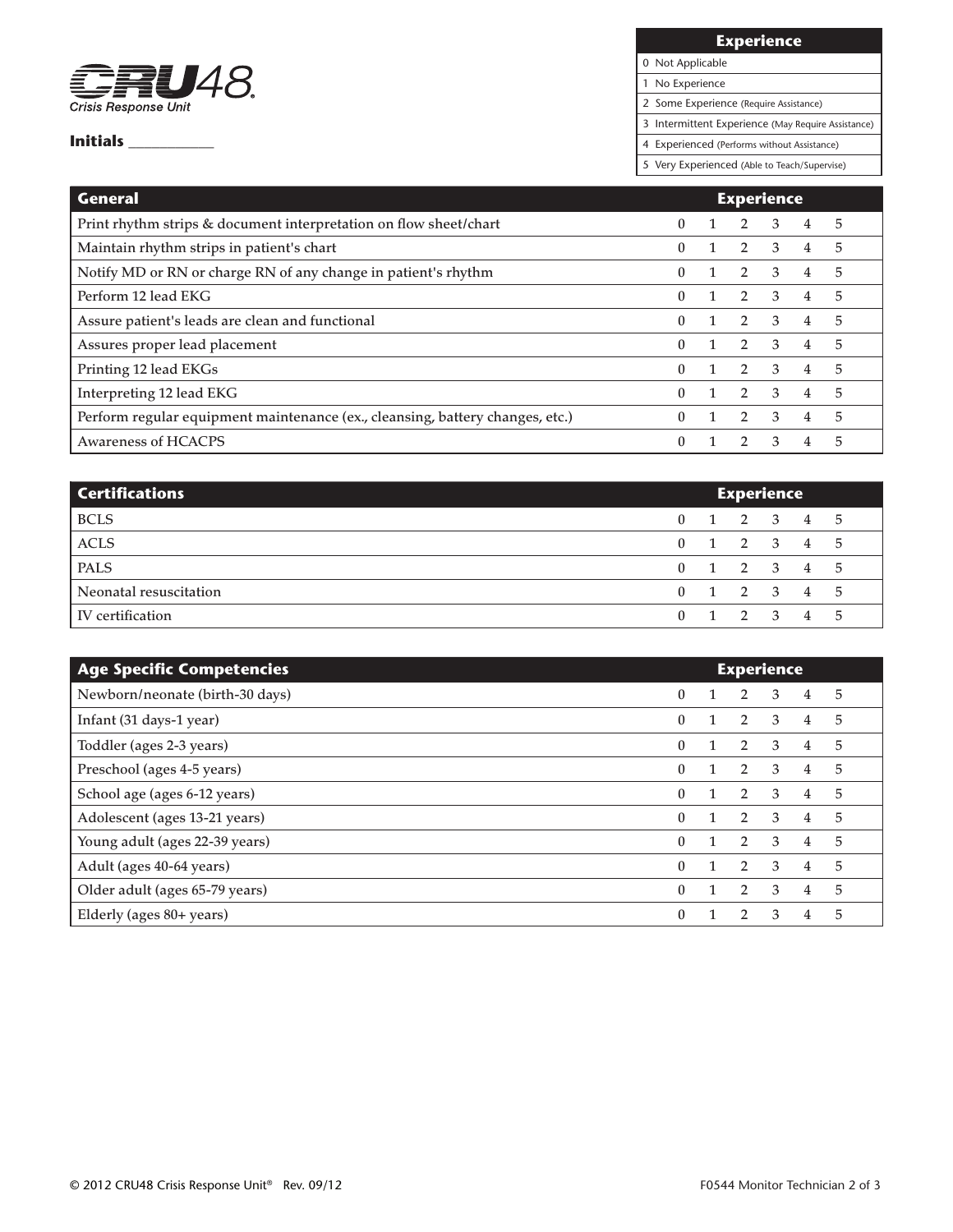**CRU48**
*Crisis Response Unit*

**Initials** ___________

| Experience |
|---|
| 0 Not Applicable |
| 1 No Experience |
| 2 Some Experience (Require Assistance) |
| 3 Intermittent Experience (May Require Assistance) |
| 4 Experienced (Performs without Assistance) |
| 5 Very Experienced (Able to Teach/Supervise) |

| General | Experience | | | | | |
|---|---|---|---|---|---|---|
| Print rhythm strips & document interpretation on flow sheet/chart | 0 | 1 | 2 | 3 | 4 | 5 |
| Maintain rhythm strips in patient's chart | 0 | 1 | 2 | 3 | 4 | 5 |
| Notify MD or RN or charge RN of any change in patient's rhythm | 0 | 1 | 2 | 3 | 4 | 5 |
| Perform 12 lead EKG | 0 | 1 | 2 | 3 | 4 | 5 |
| Assure patient's leads are clean and functional | 0 | 1 | 2 | 3 | 4 | 5 |
| Assures proper lead placement | 0 | 1 | 2 | 3 | 4 | 5 |
| Printing 12 lead EKGs | 0 | 1 | 2 | 3 | 4 | 5 |
| Interpreting 12 lead EKG | 0 | 1 | 2 | 3 | 4 | 5 |
| Perform regular equipment maintenance (ex., cleansing, battery changes, etc.) | 0 | 1 | 2 | 3 | 4 | 5 |
| Awareness of HCACPS | 0 | 1 | 2 | 3 | 4 | 5 |

| Certifications | Experience | | | | | |
|---|---|---|---|---|---|---|
| BCLS | 0 | 1 | 2 | 3 | 4 | 5 |
| ACLS | 0 | 1 | 2 | 3 | 4 | 5 |
| PALS | 0 | 1 | 2 | 3 | 4 | 5 |
| Neonatal resuscitation | 0 | 1 | 2 | 3 | 4 | 5 |
| IV certification | 0 | 1 | 2 | 3 | 4 | 5 |

| Age Specific Competencies | Experience | | | | | |
|---|---|---|---|---|---|---|
| Newborn/neonate (birth-30 days) | 0 | 1 | 2 | 3 | 4 | 5 |
| Infant (31 days-1 year) | 0 | 1 | 2 | 3 | 4 | 5 |
| Toddler (ages 2-3 years) | 0 | 1 | 2 | 3 | 4 | 5 |
| Preschool (ages 4-5 years) | 0 | 1 | 2 | 3 | 4 | 5 |
| School age (ages 6-12 years) | 0 | 1 | 2 | 3 | 4 | 5 |
| Adolescent (ages 13-21 years) | 0 | 1 | 2 | 3 | 4 | 5 |
| Young adult (ages 22-39 years) | 0 | 1 | 2 | 3 | 4 | 5 |
| Adult (ages 40-64 years) | 0 | 1 | 2 | 3 | 4 | 5 |
| Older adult (ages 65-79 years) | 0 | 1 | 2 | 3 | 4 | 5 |
| Elderly (ages 80+ years) | 0 | 1 | 2 | 3 | 4 | 5 |

© 2012 CRU48 Crisis Response Unit® Rev. 09/12

F0544 Monitor Technician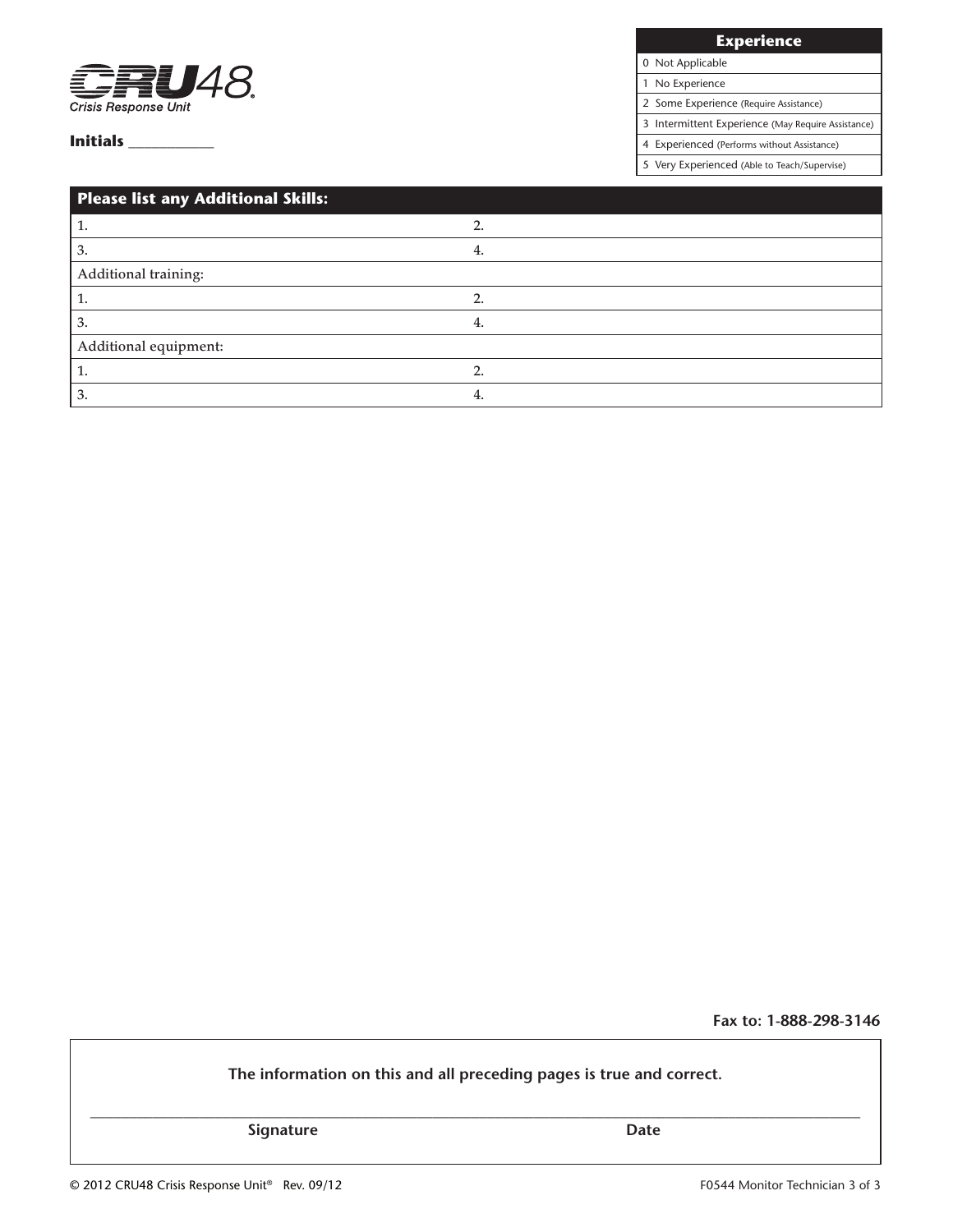CRU48
Crisis Response Unit

**Initials** ___________

| Experience |
| --- |
| 0 Not Applicable |
| 1 No Experience |
| 2 Some Experience (Require Assistance) |
| 3 Intermittent Experience (May Require Assistance) |
| 4 Experienced (Performs without Assistance) |
| 5 Very Experienced (Able to Teach/Supervise) |

| Please list any Additional Skills: | |
| --- | --- |
| 1. | 2. |
| 3. | 4. |
| Additional training: | |
| 1. | 2. |
| 3. | 4. |
| Additional equipment: | |
| 1. | 2. |
| 3. | 4. |

**Fax to: 1-888-298-3146**

**The information on this and all preceding pages is true and correct.**

_______________________________________________

**Signature** **Date**

© 2012 CRU48 Crisis Response Unit® Rev. 09/12

F0544 Monitor Technician